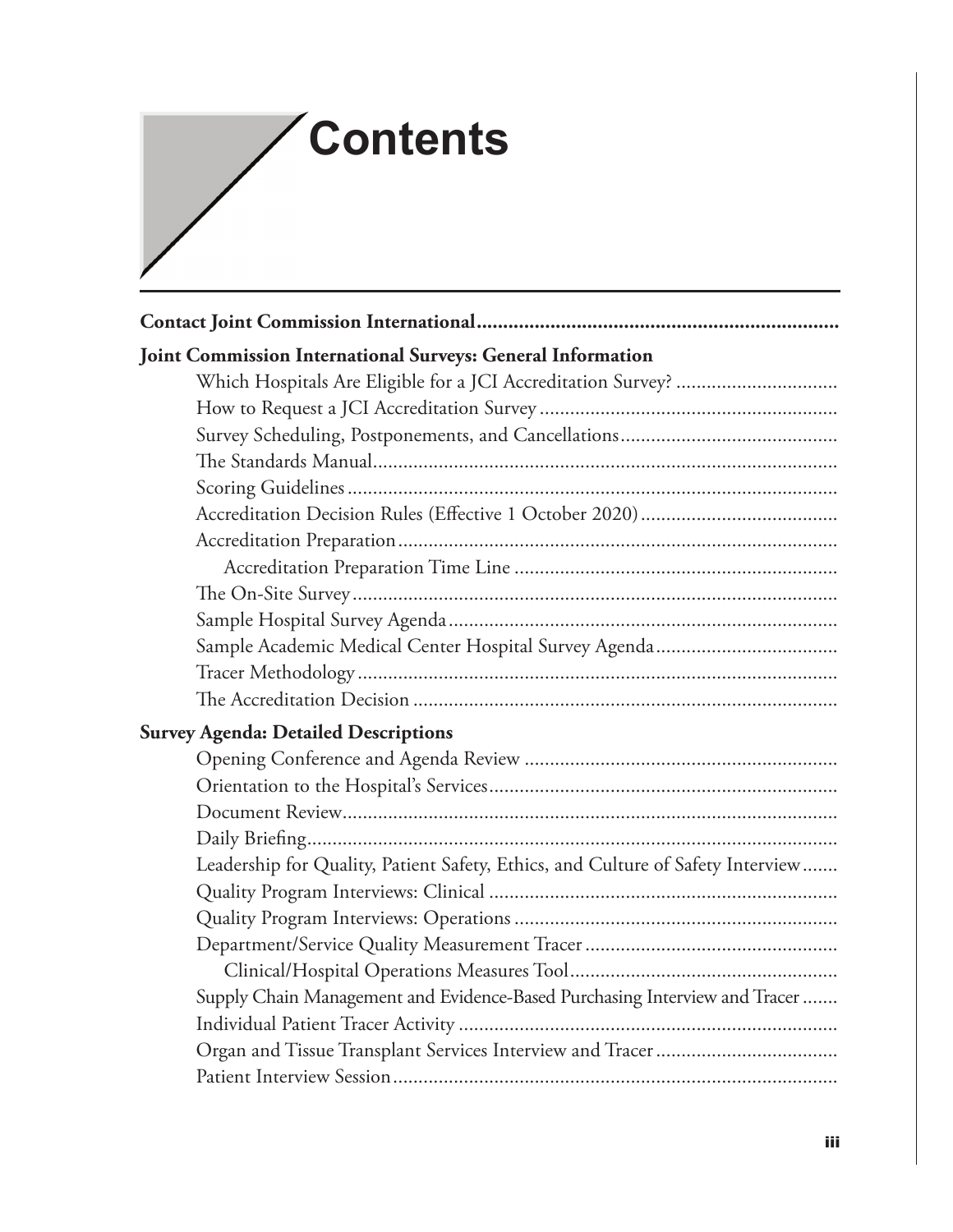# Contents

**Contact Joint Commission International**

**Joint Commission International Surveys: General Information**

- Which Hospitals Are Eligible for a JCI Accreditation Survey?
- How to Request a JCI Accreditation Survey
- Survey Scheduling, Postponements, and Cancellations
- The Standards Manual
- Scoring Guidelines
- Accreditation Decision Rules (Effective 1 October 2020)
- Accreditation Preparation
  - Accreditation Preparation Time Line
- The On-Site Survey
- Sample Hospital Survey Agenda
- Sample Academic Medical Center Hospital Survey Agenda
- Tracer Methodology
- The Accreditation Decision

**Survey Agenda: Detailed Descriptions**

- Opening Conference and Agenda Review
- Orientation to the Hospital's Services
- Document Review
- Daily Briefing
- Leadership for Quality, Patient Safety, Ethics, and Culture of Safety Interview
- Quality Program Interviews: Clinical
- Quality Program Interviews: Operations
- Department/Service Quality Measurement Tracer
  - Clinical/Hospital Operations Measures Tool
- Supply Chain Management and Evidence-Based Purchasing Interview and Tracer
- Individual Patient Tracer Activity
- Organ and Tissue Transplant Services Interview and Tracer
- Patient Interview Session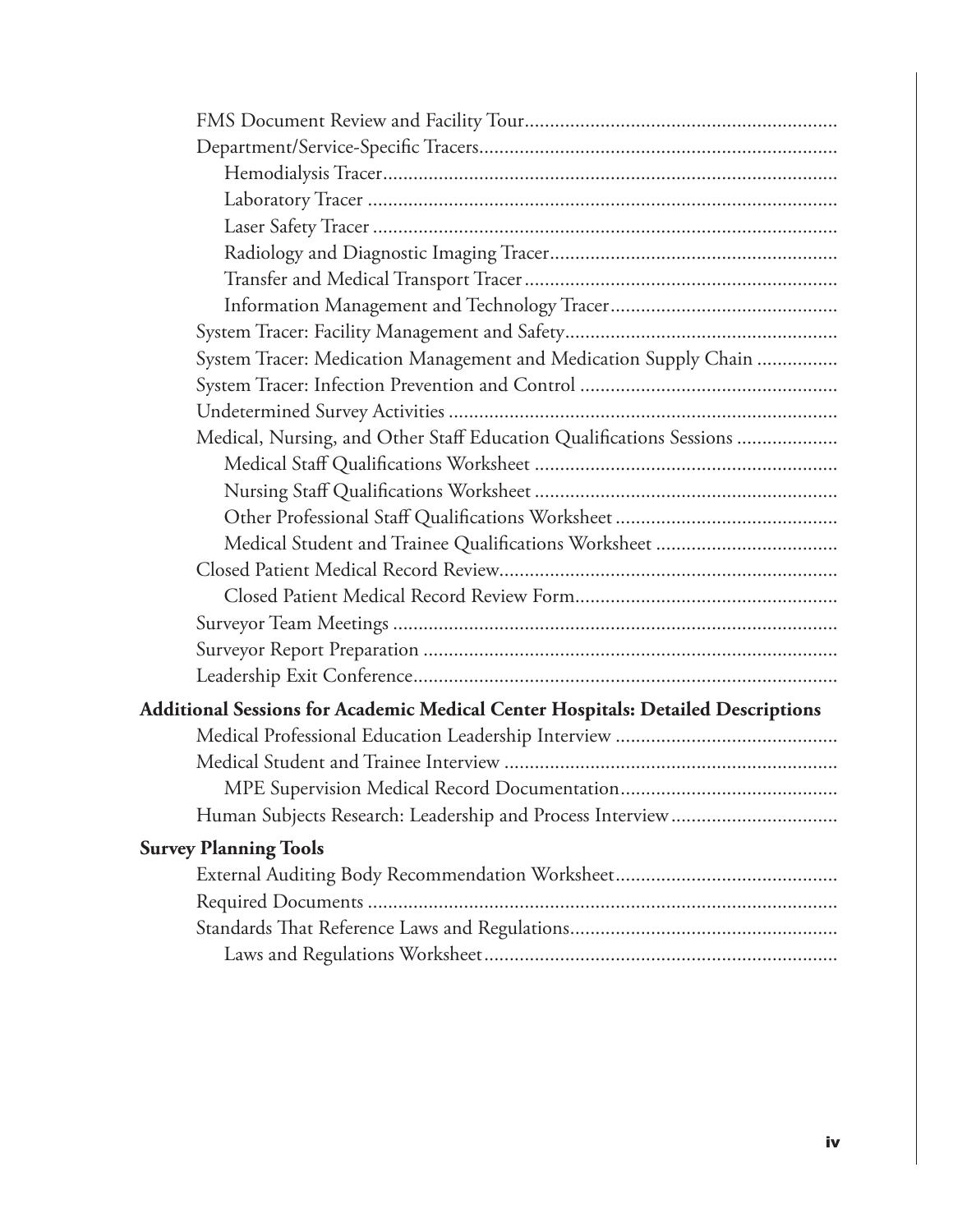- FMS Document Review and Facility Tour
- Department/Service-Specific Tracers
  - Hemodialysis Tracer
  - Laboratory Tracer
  - Laser Safety Tracer
  - Radiology and Diagnostic Imaging Tracer
  - Transfer and Medical Transport Tracer
  - Information Management and Technology Tracer
- System Tracer: Facility Management and Safety
- System Tracer: Medication Management and Medication Supply Chain
- System Tracer: Infection Prevention and Control
- Undetermined Survey Activities
- Medical, Nursing, and Other Staff Education Qualifications Sessions
  - Medical Staff Qualifications Worksheet
  - Nursing Staff Qualifications Worksheet
  - Other Professional Staff Qualifications Worksheet
  - Medical Student and Trainee Qualifications Worksheet
- Closed Patient Medical Record Review
  - Closed Patient Medical Record Review Form
- Surveyor Team Meetings
- Surveyor Report Preparation
- Leadership Exit Conference

**Additional Sessions for Academic Medical Center Hospitals: Detailed Descriptions**

- Medical Professional Education Leadership Interview
- Medical Student and Trainee Interview
  - MPE Supervision Medical Record Documentation
- Human Subjects Research: Leadership and Process Interview

**Survey Planning Tools**

- External Auditing Body Recommendation Worksheet
- Required Documents
- Standards That Reference Laws and Regulations
  - Laws and Regulations Worksheet